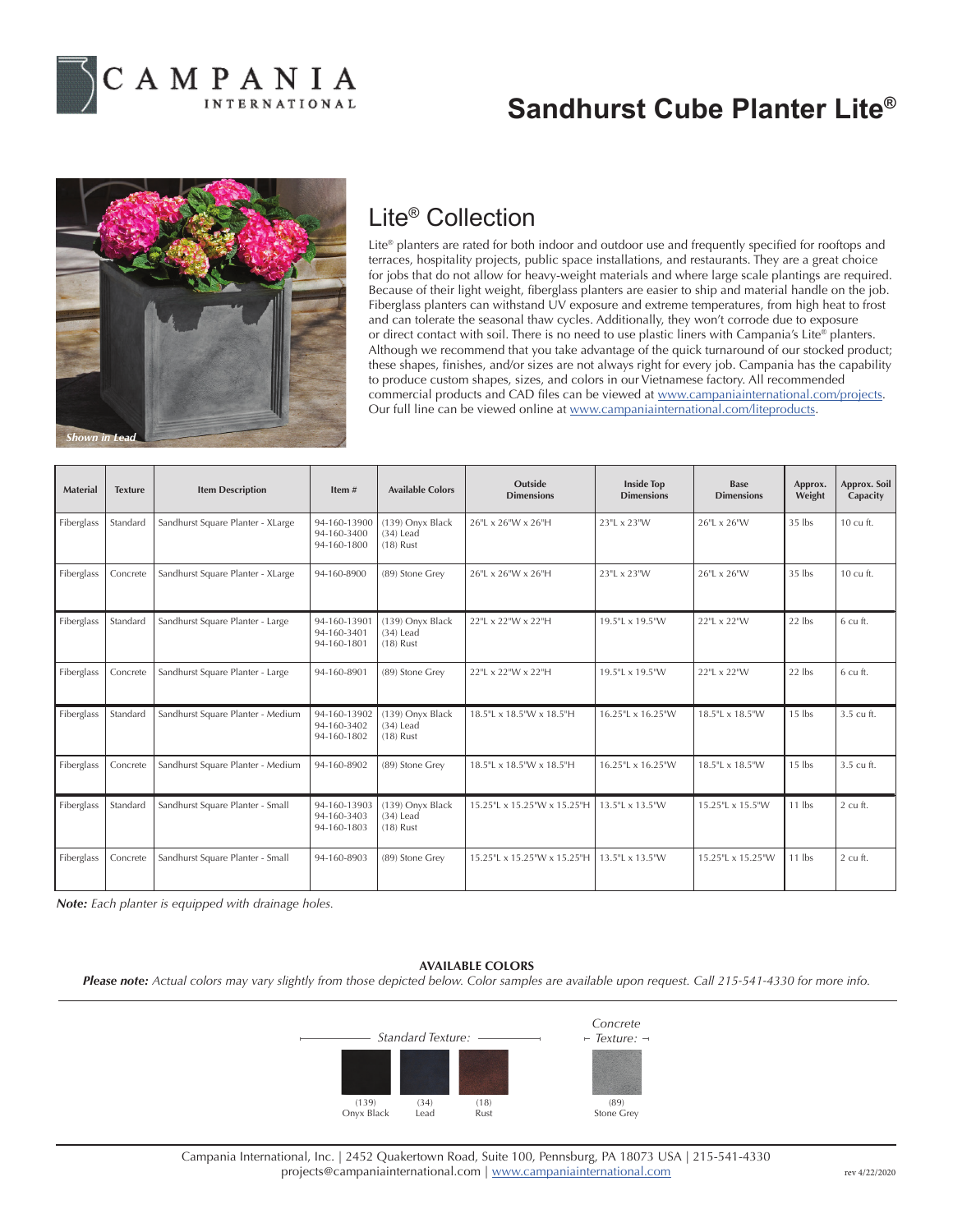# Sandhurst Cube Planter Lite®

*Shown in Lead*

## Lite® Collection

Lite® planters are rated for both indoor and outdoor use and frequently specified for rooftops and terraces, hospitality projects, public space installations, and restaurants. They are a great choice for jobs that do not allow for heavy-weight materials and where large scale plantings are required. Because of their light weight, fiberglass planters are easier to ship and material handle on the job. Fiberglass planters can withstand UV exposure and extreme temperatures, from high heat to frost and can tolerate the seasonal thaw cycles. Additionally, they won't corrode due to exposure or direct contact with soil. There is no need to use plastic liners with Campania's Lite® planters. Although we recommend that you take advantage of the quick turnaround of our stocked product; these shapes, finishes, and/or sizes are not always right for every job. Campania has the capability to produce custom shapes, sizes, and colors in our Vietnamese factory. All recommended commercial products and CAD files can be viewed at www.campaniainternational.com/projects. Our full line can be viewed online at www.campaniainternational.com/liteproducts.

| Material | Texture | Item Description | Item # | Available Colors | Outside Dimensions | Inside Top Dimensions | Base Dimensions | Approx. Weight | Approx. Soil Capacity |
|---|---|---|---|---|---|---|---|---|---|
| Fiberglass | Standard | Sandhurst Square Planter - XLarge | 94-160-13900<br>94-160-3400<br>94-160-1800 | (139) Onyx Black<br>(34) Lead<br>(18) Rust | 26"L x 26"W x 26"H | 23"L x 23"W | 26"L x 26"W | 35 lbs | 10 cu ft. |
| Fiberglass | Concrete | Sandhurst Square Planter - XLarge | 94-160-8900 | (89) Stone Grey | 26"L x 26"W x 26"H | 23"L x 23"W | 26"L x 26"W | 35 lbs | 10 cu ft. |
| Fiberglass | Standard | Sandhurst Square Planter - Large | 94-160-13901<br>94-160-3401<br>94-160-1801 | (139) Onyx Black<br>(34) Lead<br>(18) Rust | 22"L x 22"W x 22"H | 19.5"L x 19.5"W | 22"L x 22"W | 22 lbs | 6 cu ft. |
| Fiberglass | Concrete | Sandhurst Square Planter - Large | 94-160-8901 | (89) Stone Grey | 22"L x 22"W x 22"H | 19.5"L x 19.5"W | 22"L x 22"W | 22 lbs | 6 cu ft. |
| Fiberglass | Standard | Sandhurst Square Planter - Medium | 94-160-13902<br>94-160-3402<br>94-160-1802 | (139) Onyx Black<br>(34) Lead<br>(18) Rust | 18.5"L x 18.5"W x 18.5"H | 16.25"L x 16.25"W | 18.5"L x 18.5"W | 15 lbs | 3.5 cu ft. |
| Fiberglass | Concrete | Sandhurst Square Planter - Medium | 94-160-8902 | (89) Stone Grey | 18.5"L x 18.5"W x 18.5"H | 16.25"L x 16.25"W | 18.5"L x 18.5"W | 15 lbs | 3.5 cu ft. |
| Fiberglass | Standard | Sandhurst Square Planter - Small | 94-160-13903<br>94-160-3403<br>94-160-1803 | (139) Onyx Black<br>(34) Lead<br>(18) Rust | 15.25"L x 15.25"W x 15.25"H | 13.5"L x 13.5"W | 15.25"L x 15.5"W | 11 lbs | 2 cu ft. |
| Fiberglass | Concrete | Sandhurst Square Planter - Small | 94-160-8903 | (89) Stone Grey | 15.25"L x 15.25"W x 15.25"H | 13.5"L x 13.5"W | 15.25"L x 15.25"W | 11 lbs | 2 cu ft. |

***Note:*** *Each planter is equipped with drainage holes.*

**AVAILABLE COLORS**

***Please note:*** *Actual colors may vary slightly from those depicted below. Color samples are available upon request. Call 215-541-4330 for more info.*

*Standard Texture:*

(139) Onyx Black | (34) Lead | (18) Rust

*Concrete Texture:*

(89) Stone Grey

Campania International, Inc. | 2452 Quakertown Road, Suite 100, Pennsburg, PA 18073 USA | 215-541-4330
projects@campaniainternational.com | www.campaniainternational.com

rev 4/22/2020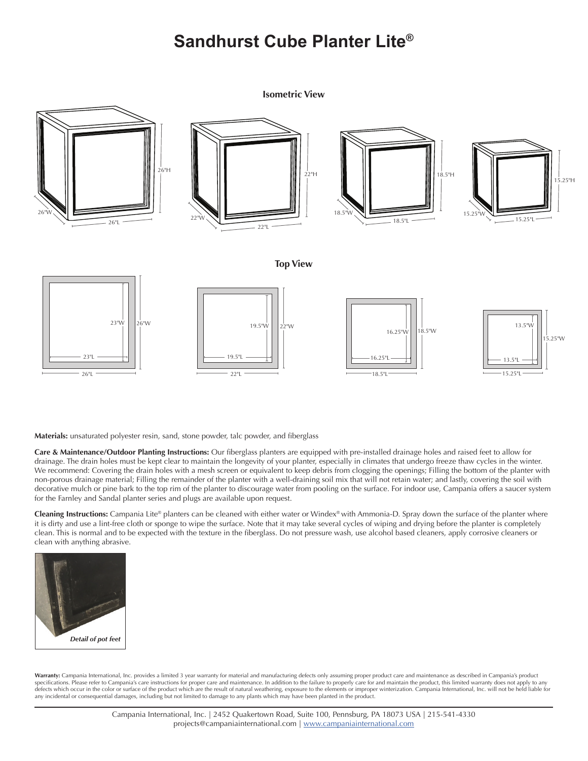# Sandhurst Cube Planter Lite®

**Isometric View**

26"H
26"W
26"L

22"H
22"W
22"L

18.5"H
18.5"W
18.5"L

15.25"H
15.25"W
15.25"L

**Top View**

23"W
26"W
23"L
26"L

19.5"W
22"W
19.5"L
22"L

16.25"W
18.5"W
16.25"L
18.5"L

13.5"W
15.25"W
13.5"L
15.25"L

**Materials:** unsaturated polyester resin, sand, stone powder, talc powder, and fiberglass

**Care & Maintenance/Outdoor Planting Instructions:** Our fiberglass planters are equipped with pre-installed drainage holes and raised feet to allow for drainage. The drain holes must be kept clear to maintain the longevity of your planter, especially in climates that undergo freeze thaw cycles in the winter. We recommend: Covering the drain holes with a mesh screen or equivalent to keep debris from clogging the openings; Filling the bottom of the planter with non-porous drainage material; Filling the remainder of the planter with a well-draining soil mix that will not retain water; and lastly, covering the soil with decorative mulch or pine bark to the top rim of the planter to discourage water from pooling on the surface. For indoor use, Campania offers a saucer system for the Farnley and Sandal planter series and plugs are available upon request.

**Cleaning Instructions:** Campania Lite® planters can be cleaned with either water or Windex® with Ammonia-D. Spray down the surface of the planter where it is dirty and use a lint-free cloth or sponge to wipe the surface. Note that it may take several cycles of wiping and drying before the planter is completely clean. This is normal and to be expected with the texture in the fiberglass. Do not pressure wash, use alcohol based cleaners, apply corrosive cleaners or clean with anything abrasive.

***Detail of pot feet***

**Warranty:** Campania International, Inc. provides a limited 3 year warranty for material and manufacturing defects only assuming proper product care and maintenance as described in Campania's product specifications. Please refer to Campania's care instructions for proper care and maintenance. In addition to the failure to properly care for and maintain the product, this limited warranty does not apply to any defects which occur in the color or surface of the product which are the result of natural weathering, exposure to the elements or improper winterization. Campania International, Inc. will not be held liable for any incidental or consequential damages, including but not limited to damage to any plants which may have been planted in the product.

Campania International, Inc. | 2452 Quakertown Road, Suite 100, Pennsburg, PA 18073 USA | 215-541-4330
projects@campaniainternational.com | www.campaniainternational.com